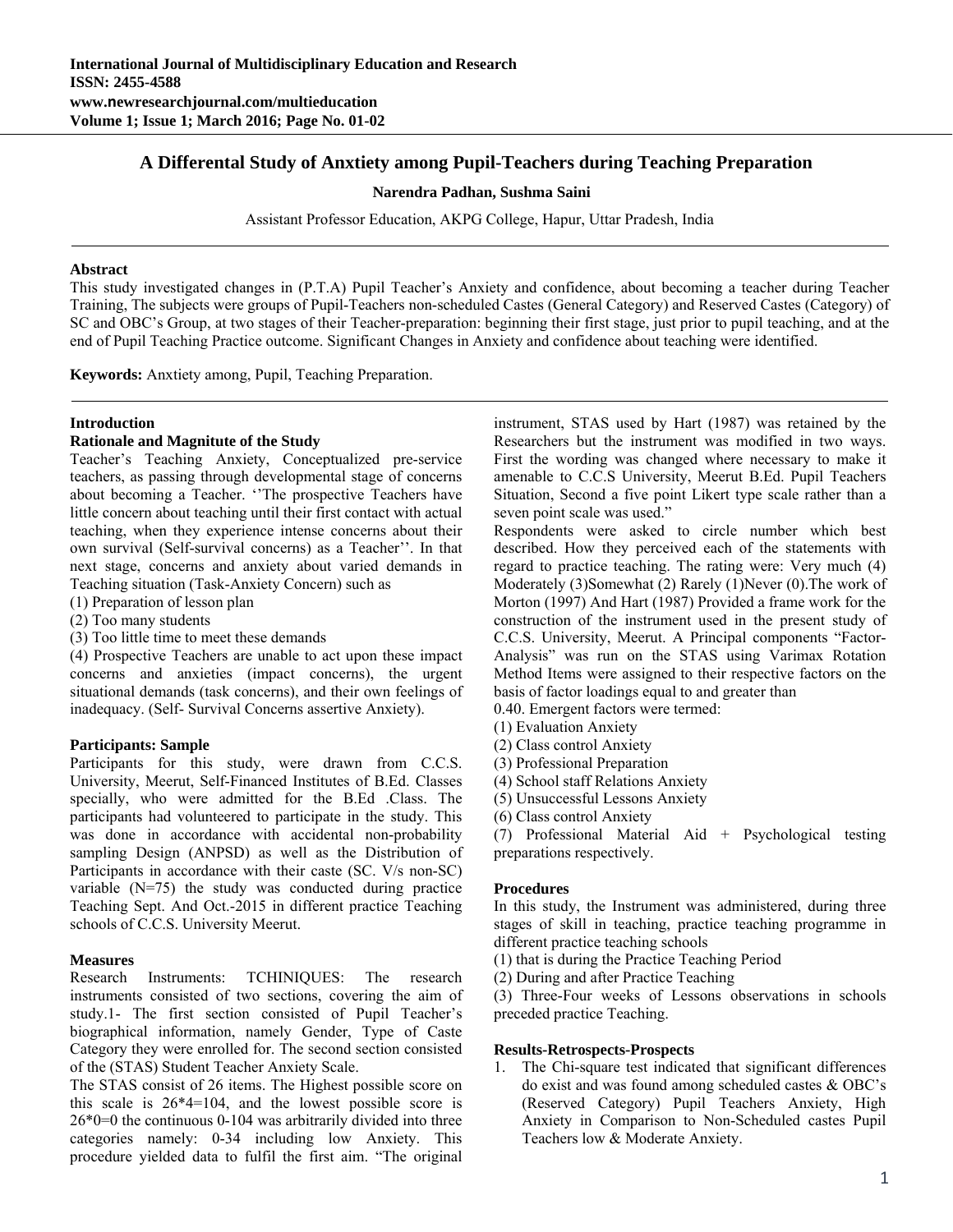# A Differental Study of Anxtiety among Pupil-Teachers during Teaching Preparation

**Narendra Padhan, Sushma Saini**

Assistant Professor Education, AKPG College, Hapur, Uttar Pradesh, India

### Abstract

This study investigated changes in (P.T.A) Pupil Teacher's Anxiety and confidence, about becoming a teacher during Teacher Training, The subjects were groups of Pupil-Teachers non-scheduled Castes (General Category) and Reserved Castes (Category) of SC and OBC's Group, at two stages of their Teacher-preparation: beginning their first stage, just prior to pupil teaching, and at the end of Pupil Teaching Practice outcome. Significant Changes in Anxiety and confidence about teaching were identified.

**Keywords:** Anxtiety among, Pupil, Teaching Preparation.

## Introduction

### Rationale and Magnitute of the Study

Teacher's Teaching Anxiety, Conceptualized pre-service teachers, as passing through developmental stage of concerns about becoming a Teacher. ''The prospective Teachers have little concern about teaching until their first contact with actual teaching, when they experience intense concerns about their own survival (Self-survival concerns) as a Teacher''. In that next stage, concerns and anxiety about varied demands in Teaching situation (Task-Anxiety Concern) such as

(1) Preparation of lesson plan
(2) Too many students
(3) Too little time to meet these demands
(4) Prospective Teachers are unable to act upon these impact concerns and anxieties (impact concerns), the urgent situational demands (task concerns), and their own feelings of inadequacy. (Self- Survival Concerns assertive Anxiety).

### Participants: Sample

Participants for this study, were drawn from C.C.S. University, Meerut, Self-Financed Institutes of B.Ed. Classes specially, who were admitted for the B.Ed .Class. The participants had volunteered to participate in the study. This was done in accordance with accidental non-probability sampling Design (ANPSD) as well as the Distribution of Participants in accordance with their caste (SC. V/s non-SC) variable (N=75) the study was conducted during practice Teaching Sept. And Oct.-2015 in different practice Teaching schools of C.C.S. University Meerut.

### Measures

Research Instruments: TCHINIQUES: The research instruments consisted of two sections, covering the aim of study.1- The first section consisted of Pupil Teacher's biographical information, namely Gender, Type of Caste Category they were enrolled for. The second section consisted of the (STAS) Student Teacher Anxiety Scale.

The STAS consist of 26 items. The Highest possible score on this scale is 26*4=104, and the lowest possible score is 26*0=0 the continuous 0-104 was arbitrarily divided into three categories namely: 0-34 including low Anxiety. This procedure yielded data to fulfil the first aim. "The original instrument, STAS used by Hart (1987) was retained by the Researchers but the instrument was modified in two ways. First the wording was changed where necessary to make it amenable to C.C.S University, Meerut B.Ed. Pupil Teachers Situation, Second a five point Likert type scale rather than a seven point scale was used."

Respondents were asked to circle number which best described. How they perceived each of the statements with regard to practice teaching. The rating were: Very much (4) Moderately (3)Somewhat (2) Rarely (1)Never (0).The work of Morton (1997) And Hart (1987) Provided a frame work for the construction of the instrument used in the present study of C.C.S. University, Meerut. A Principal components "Factor-Analysis" was run on the STAS using Varimax Rotation Method Items were assigned to their respective factors on the basis of factor loadings equal to and greater than 0.40. Emergent factors were termed:

(1) Evaluation Anxiety
(2) Class control Anxiety
(3) Professional Preparation
(4) School staff Relations Anxiety
(5) Unsuccessful Lessons Anxiety
(6) Class control Anxiety
(7) Professional Material Aid + Psychological testing preparations respectively.

### Procedures

In this study, the Instrument was administered, during three stages of skill in teaching, practice teaching programme in different practice teaching schools

(1) that is during the Practice Teaching Period
(2) During and after Practice Teaching
(3) Three-Four weeks of Lessons observations in schools preceded practice Teaching.

### Results-Retrospects-Prospects

1. The Chi-square test indicated that significant differences do exist and was found among scheduled castes & OBC's (Reserved Category) Pupil Teachers Anxiety, High Anxiety in Comparison to Non-Scheduled castes Pupil Teachers low & Moderate Anxiety.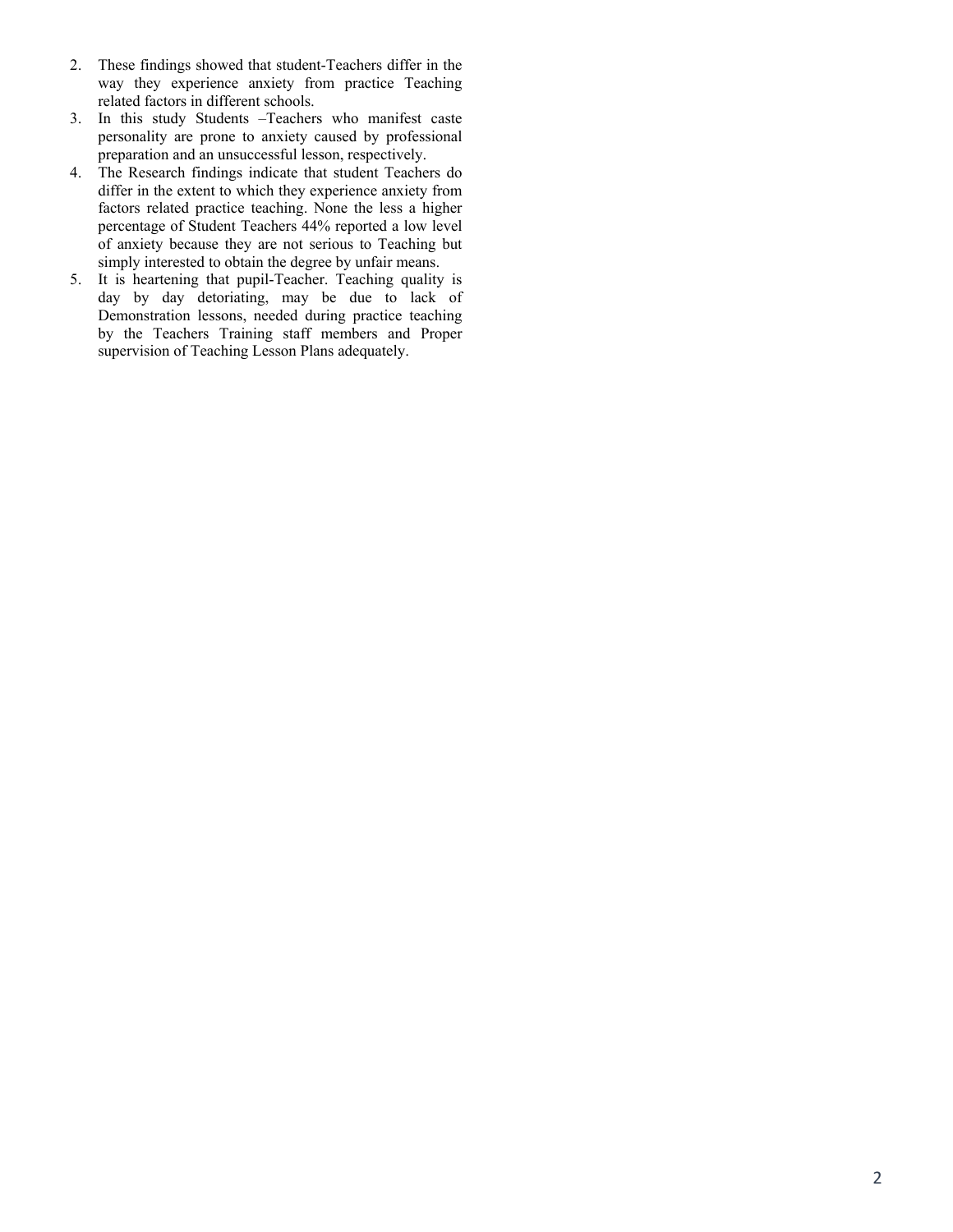2. These findings showed that student-Teachers differ in the way they experience anxiety from practice Teaching related factors in different schools.
3. In this study Students –Teachers who manifest caste personality are prone to anxiety caused by professional preparation and an unsuccessful lesson, respectively.
4. The Research findings indicate that student Teachers do differ in the extent to which they experience anxiety from factors related practice teaching. None the less a higher percentage of Student Teachers 44% reported a low level of anxiety because they are not serious to Teaching but simply interested to obtain the degree by unfair means.
5. It is heartening that pupil-Teacher. Teaching quality is day by day detoriating, may be due to lack of Demonstration lessons, needed during practice teaching by the Teachers Training staff members and Proper supervision of Teaching Lesson Plans adequately.